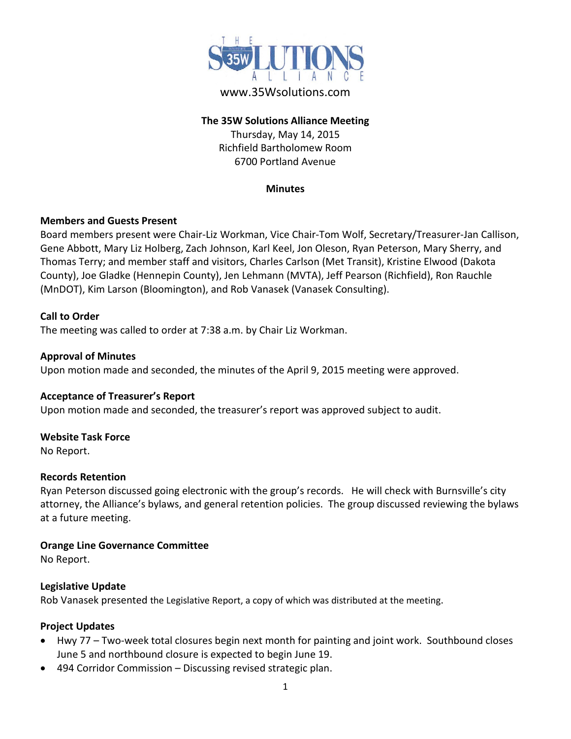THE 35W SOLUTIONS ALLIANCE

www.35Wsolutions.com

**The 35W Solutions Alliance Meeting**

Thursday, May 14, 2015
Richfield Bartholomew Room
6700 Portland Avenue

**Minutes**

**Members and Guests Present**

Board members present were Chair-Liz Workman, Vice Chair-Tom Wolf, Secretary/Treasurer-Jan Callison, Gene Abbott, Mary Liz Holberg, Zach Johnson, Karl Keel, Jon Oleson, Ryan Peterson, Mary Sherry, and Thomas Terry; and member staff and visitors, Charles Carlson (Met Transit), Kristine Elwood (Dakota County), Joe Gladke (Hennepin County), Jen Lehmann (MVTA), Jeff Pearson (Richfield), Ron Rauchle (MnDOT), Kim Larson (Bloomington), and Rob Vanasek (Vanasek Consulting).

**Call to Order**

The meeting was called to order at 7:38 a.m. by Chair Liz Workman.

**Approval of Minutes**

Upon motion made and seconded, the minutes of the April 9, 2015 meeting were approved.

**Acceptance of Treasurer's Report**

Upon motion made and seconded, the treasurer's report was approved subject to audit.

**Website Task Force**

No Report.

**Records Retention**

Ryan Peterson discussed going electronic with the group's records. He will check with Burnsville's city attorney, the Alliance's bylaws, and general retention policies. The group discussed reviewing the bylaws at a future meeting.

**Orange Line Governance Committee**

No Report.

**Legislative Update**

Rob Vanasek presented the Legislative Report, a copy of which was distributed at the meeting.

**Project Updates**

- Hwy 77 – Two-week total closures begin next month for painting and joint work. Southbound closes June 5 and northbound closure is expected to begin June 19.
- 494 Corridor Commission – Discussing revised strategic plan.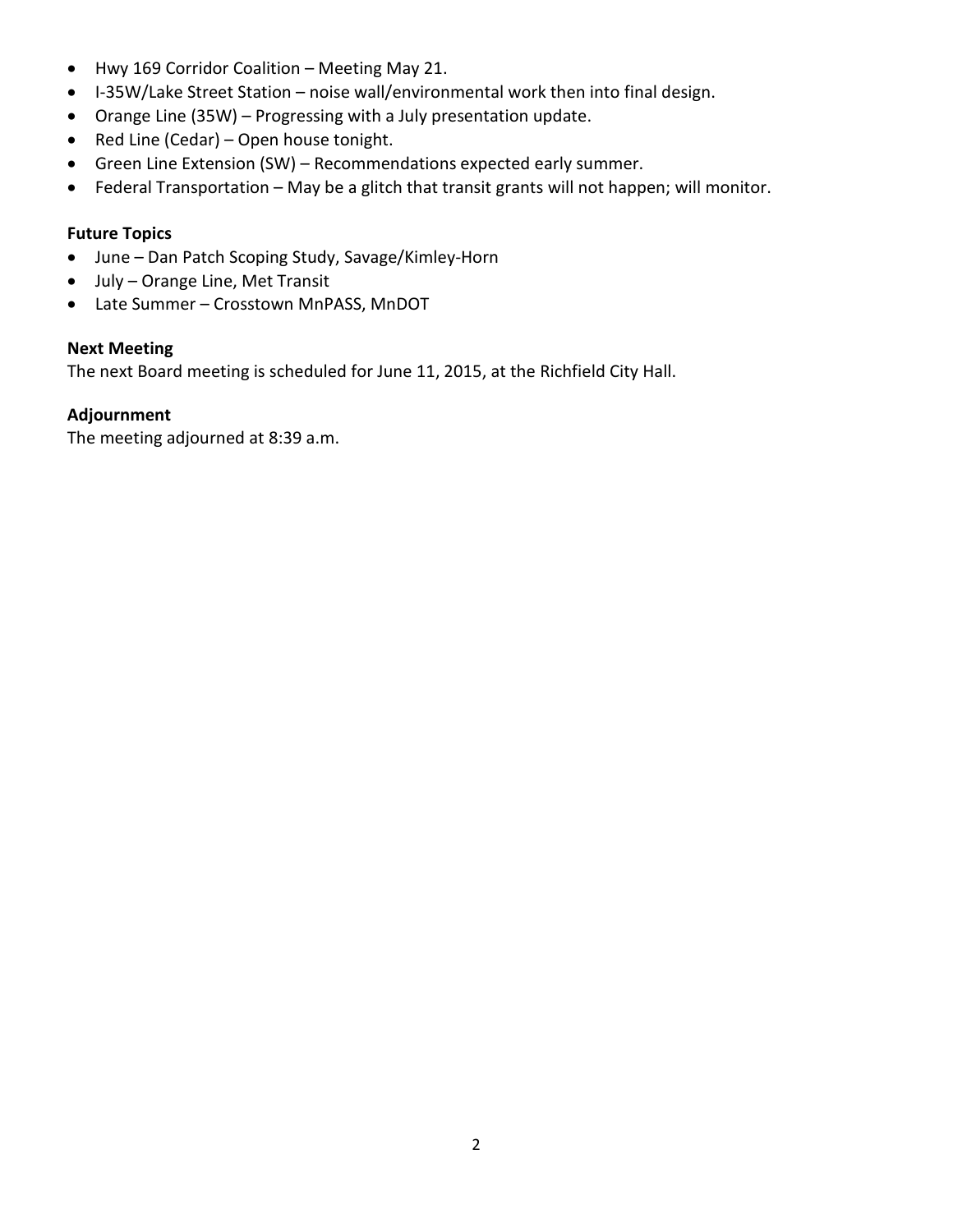- Hwy 169 Corridor Coalition – Meeting May 21.
- I-35W/Lake Street Station – noise wall/environmental work then into final design.
- Orange Line (35W) – Progressing with a July presentation update.
- Red Line (Cedar) – Open house tonight.
- Green Line Extension (SW) – Recommendations expected early summer.
- Federal Transportation – May be a glitch that transit grants will not happen; will monitor.

**Future Topics**

- June – Dan Patch Scoping Study, Savage/Kimley-Horn
- July – Orange Line, Met Transit
- Late Summer – Crosstown MnPASS, MnDOT

**Next Meeting**

The next Board meeting is scheduled for June 11, 2015, at the Richfield City Hall.

**Adjournment**

The meeting adjourned at 8:39 a.m.